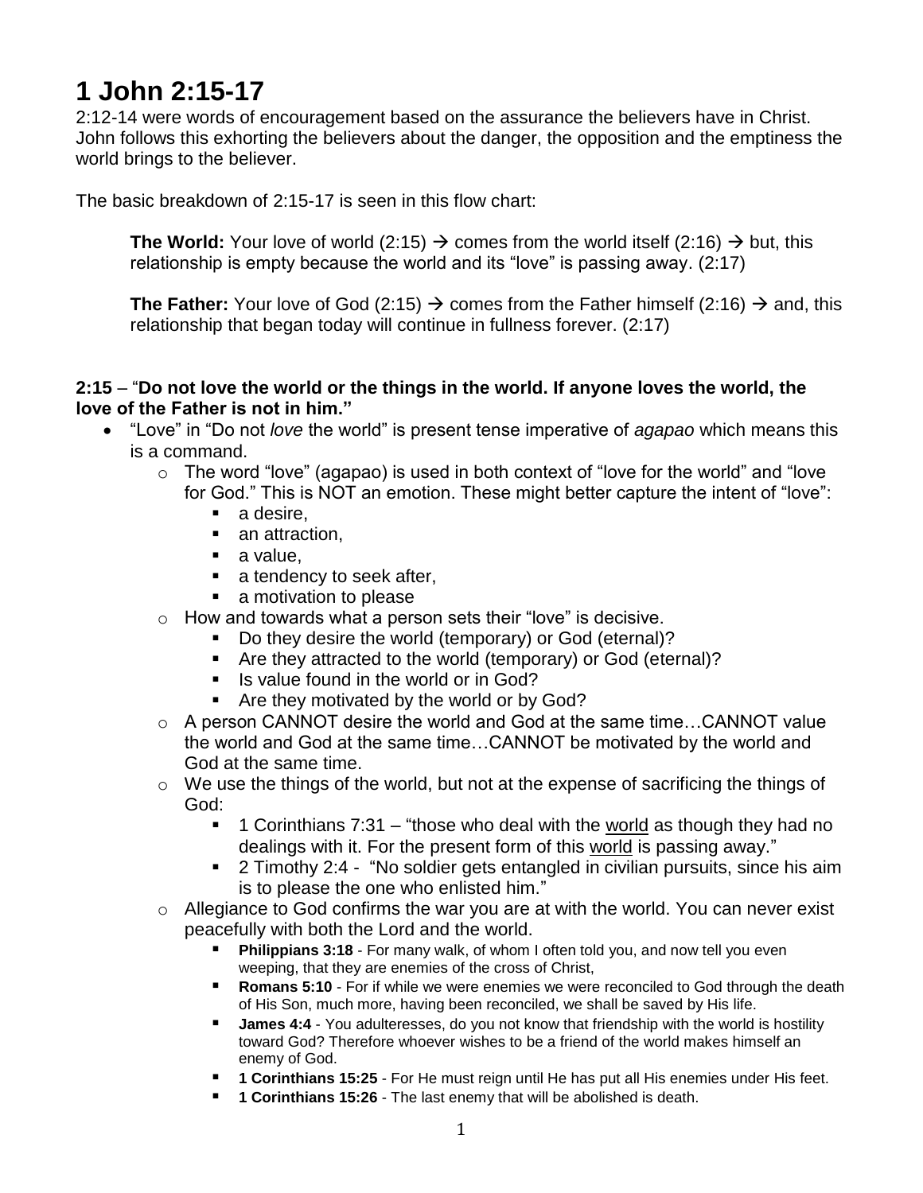# 1 John 2:15-17

2:12-14 were words of encouragement based on the assurance the believers have in Christ. John follows this exhorting the believers about the danger, the opposition and the emptiness the world brings to the believer.

The basic breakdown of 2:15-17 is seen in this flow chart:

> **The World:** Your love of world (2:15) → comes from the world itself (2:16) → but, this relationship is empty because the world and its "love" is passing away. (2:17)
>
> **The Father:** Your love of God (2:15) → comes from the Father himself (2:16) → and, this relationship that began today will continue in fullness forever. (2:17)

**2:15** – "**Do not love the world or the things in the world. If anyone loves the world, the love of the Father is not in him."**

- "Love" in "Do not *love* the world" is present tense imperative of *agapao* which means this is a command.
    - The word "love" (agapao) is used in both context of "love for the world" and "love for God." This is NOT an emotion. These might better capture the intent of "love":
        - a desire,
        - an attraction,
        - a value,
        - a tendency to seek after,
        - a motivation to please
    - How and towards what a person sets their "love" is decisive.
        - Do they desire the world (temporary) or God (eternal)?
        - Are they attracted to the world (temporary) or God (eternal)?
        - Is value found in the world or in God?
        - Are they motivated by the world or by God?
    - A person CANNOT desire the world and God at the same time…CANNOT value the world and God at the same time…CANNOT be motivated by the world and God at the same time.
    - We use the things of the world, but not at the expense of sacrificing the things of God:
        - 1 Corinthians 7:31 – "those who deal with the <u>world</u> as though they had no dealings with it. For the present form of this <u>world</u> is passing away."
        - 2 Timothy 2:4 - "No soldier gets entangled in civilian pursuits, since his aim is to please the one who enlisted him."
    - Allegiance to God confirms the war you are at with the world. You can never exist peacefully with both the Lord and the world.
        - **Philippians 3:18** - For many walk, of whom I often told you, and now tell you even weeping, that they are enemies of the cross of Christ,
        - **Romans 5:10** - For if while we were enemies we were reconciled to God through the death of His Son, much more, having been reconciled, we shall be saved by His life.
        - **James 4:4** - You adulteresses, do you not know that friendship with the world is hostility toward God? Therefore whoever wishes to be a friend of the world makes himself an enemy of God.
        - **1 Corinthians 15:25** - For He must reign until He has put all His enemies under His feet.
        - **1 Corinthians 15:26** - The last enemy that will be abolished is death.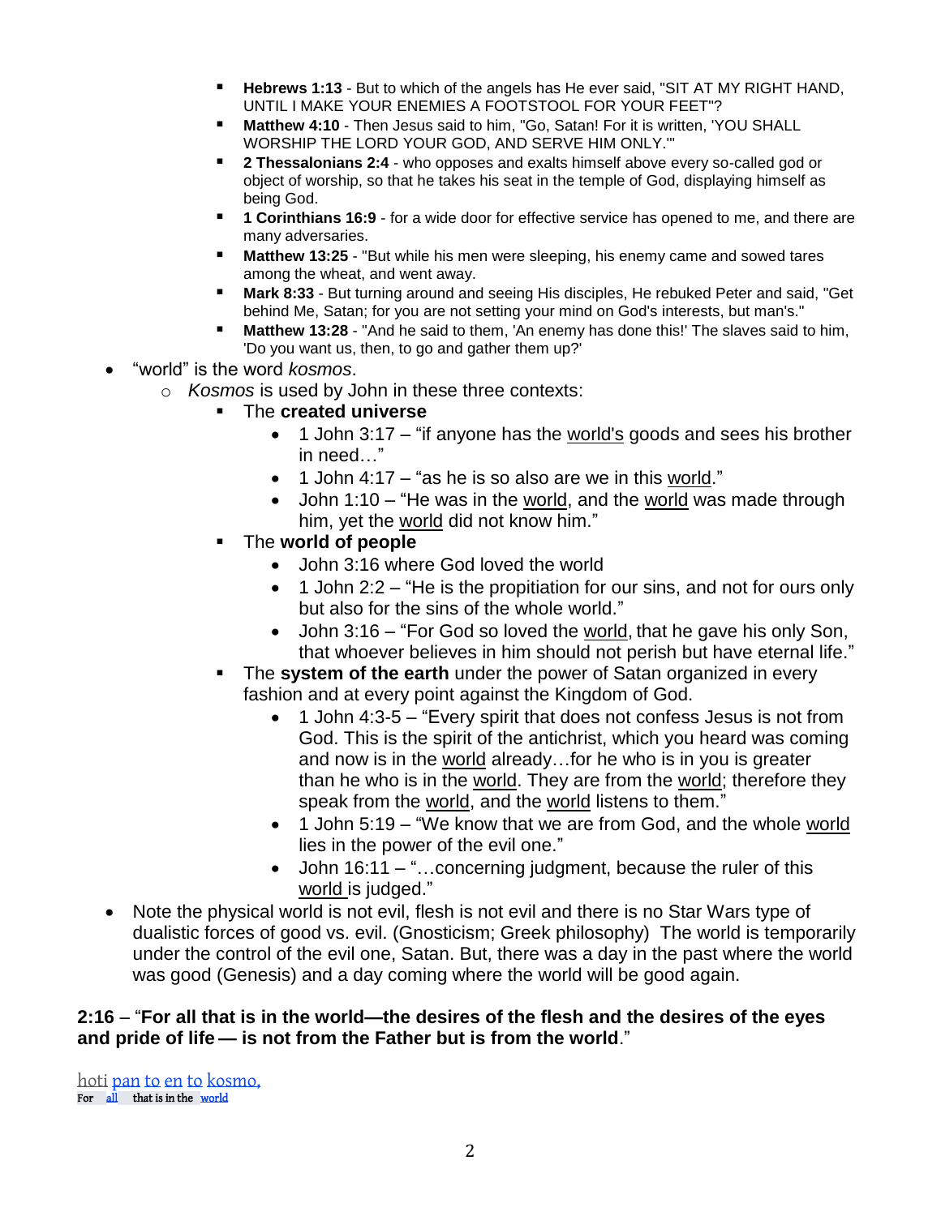- **Hebrews 1:13** - But to which of the angels has He ever said, "SIT AT MY RIGHT HAND, UNTIL I MAKE YOUR ENEMIES A FOOTSTOOL FOR YOUR FEET"?
        - **Matthew 4:10** - Then Jesus said to him, "Go, Satan! For it is written, 'YOU SHALL WORSHIP THE LORD YOUR GOD, AND SERVE HIM ONLY.'"
        - **2 Thessalonians 2:4** - who opposes and exalts himself above every so-called god or object of worship, so that he takes his seat in the temple of God, displaying himself as being God.
        - **1 Corinthians 16:9** - for a wide door for effective service has opened to me, and there are many adversaries.
        - **Matthew 13:25** - "But while his men were sleeping, his enemy came and sowed tares among the wheat, and went away.
        - **Mark 8:33** - But turning around and seeing His disciples, He rebuked Peter and said, "Get behind Me, Satan; for you are not setting your mind on God's interests, but man's."
        - **Matthew 13:28** - "And he said to them, 'An enemy has done this!' The slaves said to him, 'Do you want us, then, to go and gather them up?'

- "world" is the word *kosmos*.
    - *Kosmos* is used by John in these three contexts:
        - The **created universe**
            - 1 John 3:17 – "if anyone has the world's goods and sees his brother in need…"
            - 1 John 4:17 – "as he is so also are we in this world."
            - John 1:10 – "He was in the world, and the world was made through him, yet the world did not know him."
        - The **world of people**
            - John 3:16 where God loved the world
            - 1 John 2:2 – "He is the propitiation for our sins, and not for ours only but also for the sins of the whole world."
            - John 3:16 – "For God so loved the world, that he gave his only Son, that whoever believes in him should not perish but have eternal life."
        - The **system of the earth** under the power of Satan organized in every fashion and at every point against the Kingdom of God.
            - 1 John 4:3-5 – "Every spirit that does not confess Jesus is not from God. This is the spirit of the antichrist, which you heard was coming and now is in the world already…for he who is in you is greater than he who is in the world. They are from the world; therefore they speak from the world, and the world listens to them."
            - 1 John 5:19 – "We know that we are from God, and the whole world lies in the power of the evil one."
            - John 16:11 – "…concerning judgment, because the ruler of this world is judged."
- Note the physical world is not evil, flesh is not evil and there is no Star Wars type of dualistic forces of good vs. evil. (Gnosticism; Greek philosophy) The world is temporarily under the control of the evil one, Satan. But, there was a day in the past where the world was good (Genesis) and a day coming where the world will be good again.

**2:16** – "**For all that is in the world—the desires of the flesh and the desires of the eyes and pride of life — is not from the Father but is from the world**."

hoti pan to en to kosmo,
For all that is in the world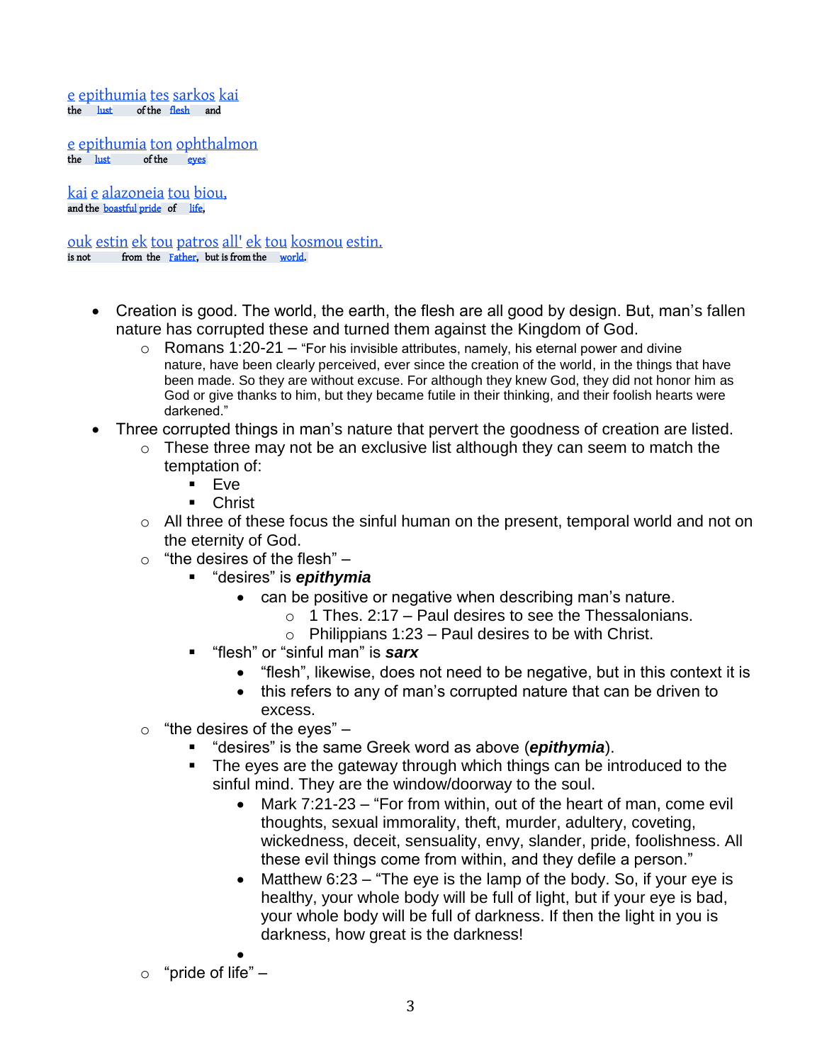e epithumia tes sarkos kai
the lust of the flesh and

e epithumia ton ophthalmon
the lust of the eyes

kai e alazoneia tou biou,
and the boastful pride of life,

ouk estin ek tou patros all' ek tou kosmou estin.
is not from the Father, but is from the world.

- Creation is good. The world, the earth, the flesh are all good by design. But, man's fallen nature has corrupted these and turned them against the Kingdom of God.
  - Romans 1:20-21 – "For his invisible attributes, namely, his eternal power and divine nature, have been clearly perceived, ever since the creation of the world, in the things that have been made. So they are without excuse. For although they knew God, they did not honor him as God or give thanks to him, but they became futile in their thinking, and their foolish hearts were darkened."
- Three corrupted things in man's nature that pervert the goodness of creation are listed.
  - These three may not be an exclusive list although they can seem to match the temptation of:
    - Eve
    - Christ
  - All three of these focus the sinful human on the present, temporal world and not on the eternity of God.
  - "the desires of the flesh" –
    - "desires" is ***epithymia***
      - can be positive or negative when describing man's nature.
        - 1 Thes. 2:17 – Paul desires to see the Thessalonians.
        - Philippians 1:23 – Paul desires to be with Christ.
    - "flesh" or "sinful man" is ***sarx***
      - "flesh", likewise, does not need to be negative, but in this context it is
      - this refers to any of man's corrupted nature that can be driven to excess.
  - "the desires of the eyes" –
    - "desires" is the same Greek word as above (***epithymia***).
    - The eyes are the gateway through which things can be introduced to the sinful mind. They are the window/doorway to the soul.
      - Mark 7:21-23 – "For from within, out of the heart of man, come evil thoughts, sexual immorality, theft, murder, adultery, coveting, wickedness, deceit, sensuality, envy, slander, pride, foolishness. All these evil things come from within, and they defile a person."
      - Matthew 6:23 – "The eye is the lamp of the body. So, if your eye is healthy, your whole body will be full of light, but if your eye is bad, your whole body will be full of darkness. If then the light in you is darkness, how great is the darkness!
  - "pride of life" –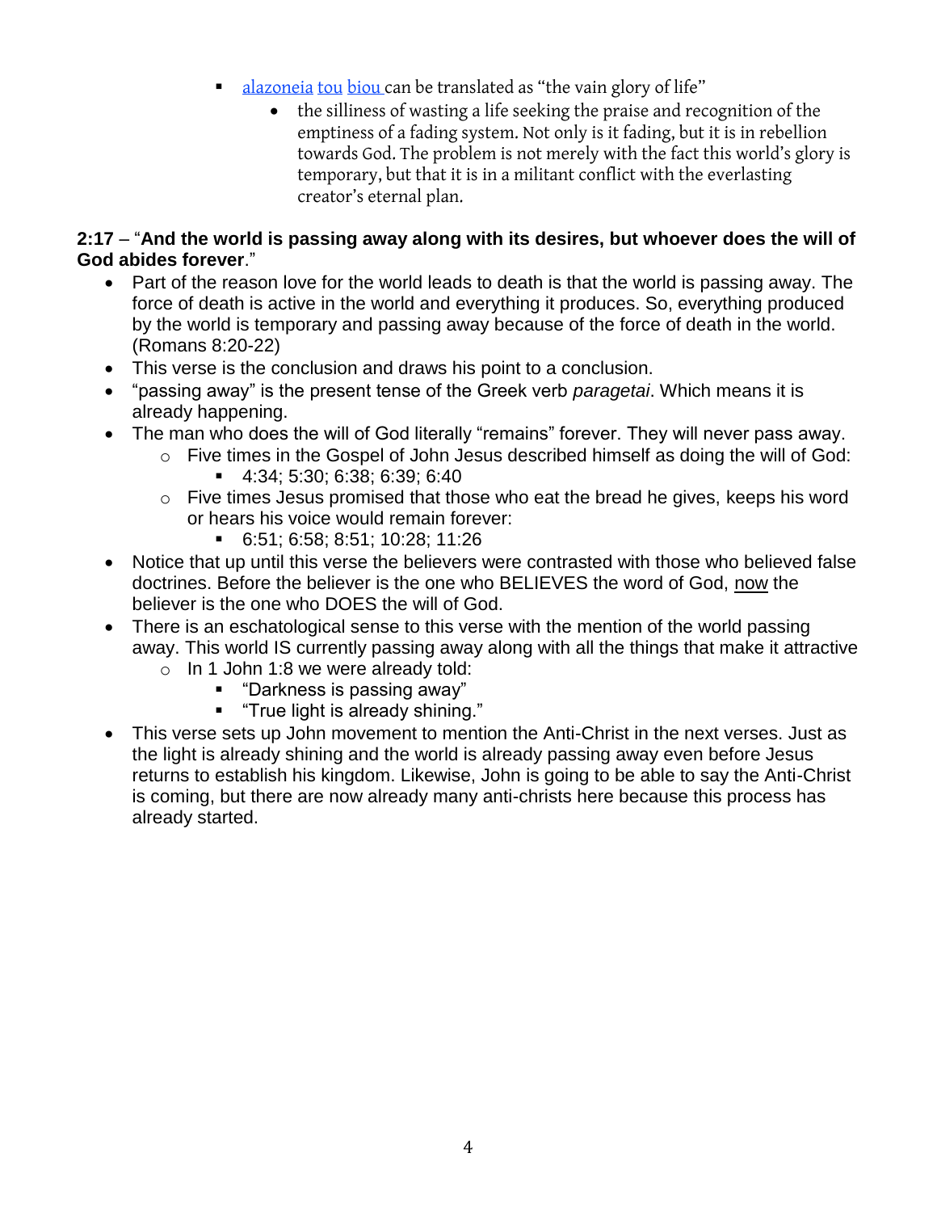- alazoneia tou biou can be translated as "the vain glory of life"
     - the silliness of wasting a life seeking the praise and recognition of the emptiness of a fading system. Not only is it fading, but it is in rebellion towards God. The problem is not merely with the fact this world's glory is temporary, but that it is in a militant conflict with the everlasting creator's eternal plan.

**2:17** – "**And the world is passing away along with its desires, but whoever does the will of God abides forever**."

- Part of the reason love for the world leads to death is that the world is passing away. The force of death is active in the world and everything it produces. So, everything produced by the world is temporary and passing away because of the force of death in the world. (Romans 8:20-22)
- This verse is the conclusion and draws his point to a conclusion.
- "passing away" is the present tense of the Greek verb *paragetai*. Which means it is already happening.
- The man who does the will of God literally "remains" forever. They will never pass away.
  - Five times in the Gospel of John Jesus described himself as doing the will of God:
    - 4:34; 5:30; 6:38; 6:39; 6:40
  - Five times Jesus promised that those who eat the bread he gives, keeps his word or hears his voice would remain forever:
    - 6:51; 6:58; 8:51; 10:28; 11:26
- Notice that up until this verse the believers were contrasted with those who believed false doctrines. Before the believer is the one who BELIEVES the word of God, now the believer is the one who DOES the will of God.
- There is an eschatological sense to this verse with the mention of the world passing away. This world IS currently passing away along with all the things that make it attractive
  - In 1 John 1:8 we were already told:
    - "Darkness is passing away"
    - "True light is already shining."
- This verse sets up John movement to mention the Anti-Christ in the next verses. Just as the light is already shining and the world is already passing away even before Jesus returns to establish his kingdom. Likewise, John is going to be able to say the Anti-Christ is coming, but there are now already many anti-christs here because this process has already started.